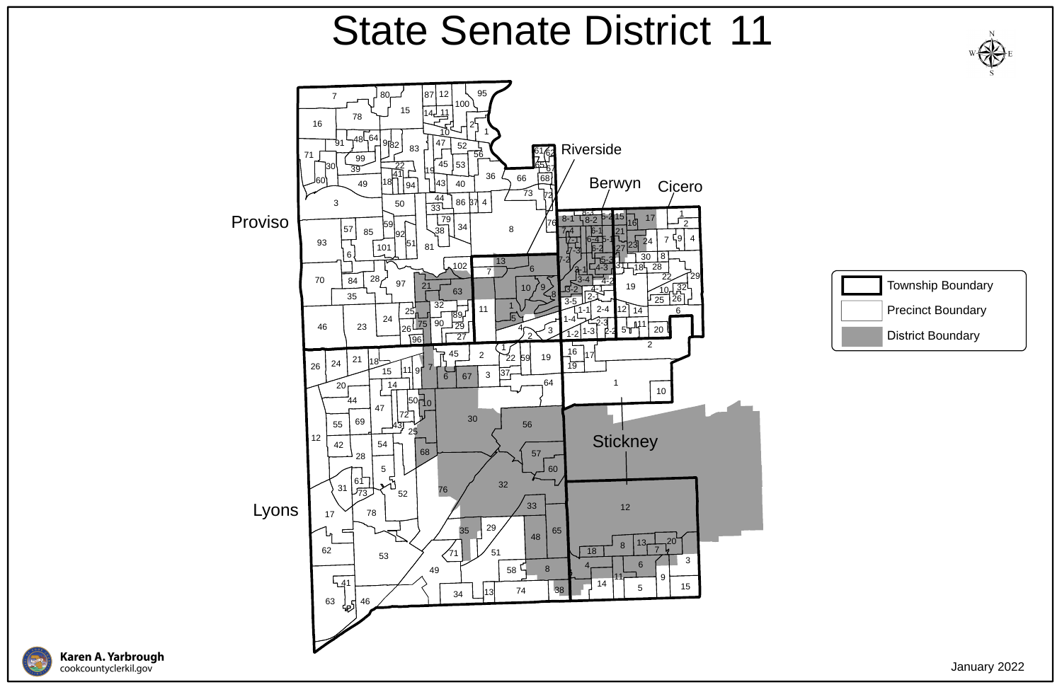# State Senate District 11

Riverside

Berwyn

Cicero

Proviso

Stickney

Lyons

- Township Boundary
- Precinct Boundary
- District Boundary

Karen A. Yarbrough
cookcountyclerkil.gov

January 2022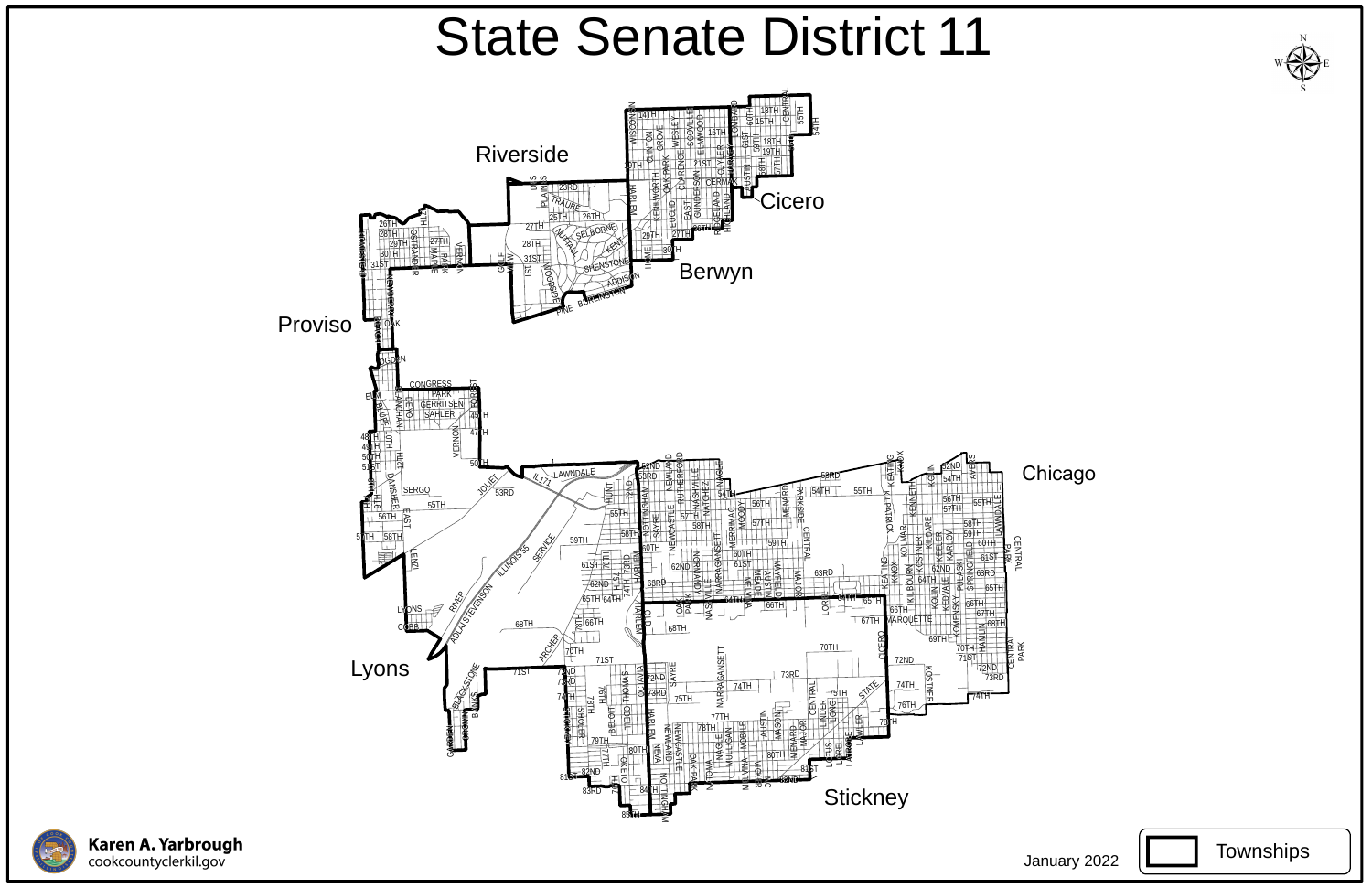# State Senate District 11

Riverside

Cicero

Berwyn

Proviso

Chicago

Lyons

Stickney

Karen A. Yarbrough
cookcountyclerkil.gov

January 2022

Townships